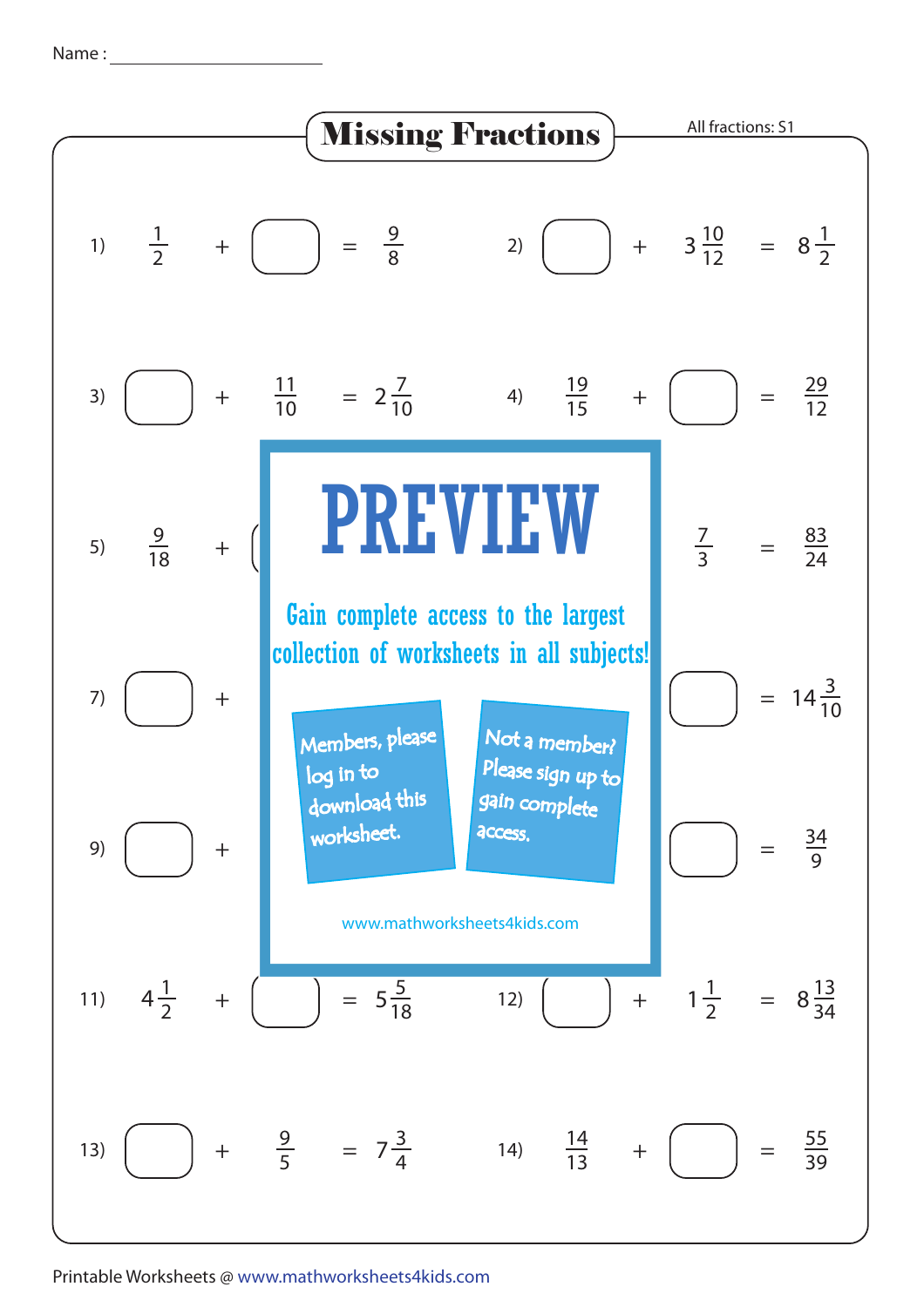Name : ____________________

# Missing Fractions

All fractions: S1

1) $\frac{1}{2} + \square = \frac{9}{8}$

2) $\square + 3\frac{10}{12} = 8\frac{1}{2}$

3) $\square + \frac{11}{10} = 2\frac{7}{10}$

4) $\frac{19}{15} + \square = \frac{29}{12}$

5) $\frac{9}{18} + \square$ ... $\frac{7}{3} = \frac{83}{24}$

7) $\square +$ ... $\square = 14\frac{3}{10}$

9) $\square +$ ... $\square = \frac{34}{9}$

PREVIEW

Gain complete access to the largest collection of worksheets in all subjects!

Members, please log in to download this worksheet.

Not a member? Please sign up to gain complete access.

www.mathworksheets4kids.com

11) $4\frac{1}{2} + \square = 5\frac{5}{18}$

12) $\square + 1\frac{1}{2} = 8\frac{13}{34}$

13) $\square + \frac{9}{5} = 7\frac{3}{4}$

14) $\frac{14}{13} + \square = \frac{55}{39}$

Printable Worksheets @ www.mathworksheets4kids.com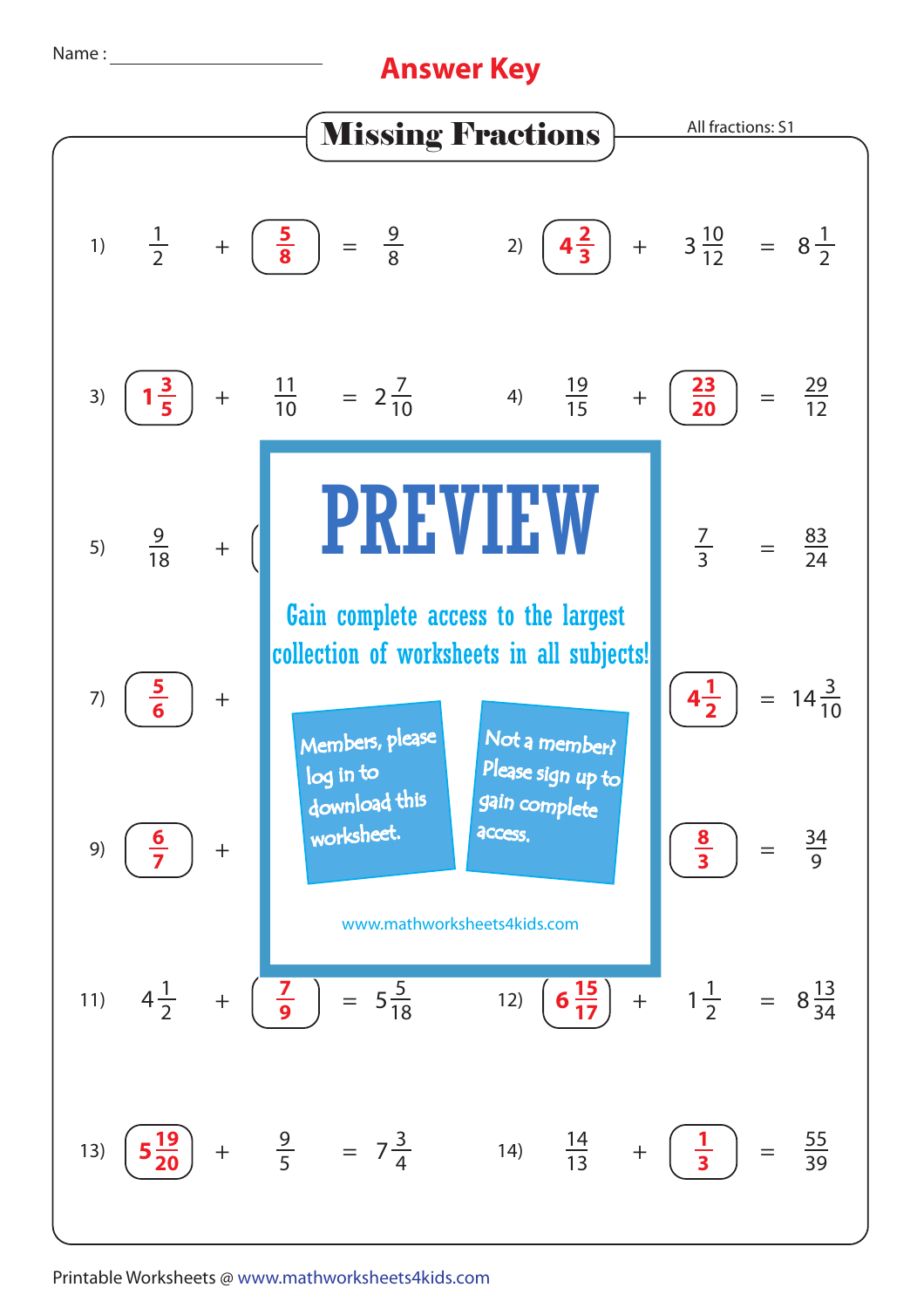Name : ________________________

**Answer Key**

# Missing Fractions

All fractions: S1

1) $\frac{1}{2} + \boxed{\frac{5}{8}} = \frac{9}{8}$

2) $\boxed{4\frac{2}{3}} + 3\frac{10}{12} = 8\frac{1}{2}$

3) $\boxed{1\frac{3}{5}} + \frac{11}{10} = 2\frac{7}{10}$

4) $\frac{19}{15} + \boxed{\frac{23}{20}} = \frac{29}{12}$

5) $\frac{9}{18} + \boxed{\phantom{0}}$ ... $\frac{7}{3} = \frac{83}{24}$

7) $\boxed{\frac{5}{6}} +$ ... $\boxed{4\frac{1}{2}} = 14\frac{3}{10}$

9) $\boxed{\frac{6}{7}} +$ ... $\boxed{\frac{8}{3}} = \frac{34}{9}$

PREVIEW

Gain complete access to the largest collection of worksheets in all subjects!

Members, please log in to download this worksheet.

Not a member? Please sign up to gain complete access.

www.mathworksheets4kids.com

11) $4\frac{1}{2} + \boxed{\frac{7}{9}} = 5\frac{5}{18}$

12) $\boxed{6\frac{15}{17}} + 1\frac{1}{2} = 8\frac{13}{34}$

13) $\boxed{5\frac{19}{20}} + \frac{9}{5} = 7\frac{3}{4}$

14) $\frac{14}{13} + \boxed{\frac{1}{3}} = \frac{55}{39}$

Printable Worksheets @ www.mathworksheets4kids.com